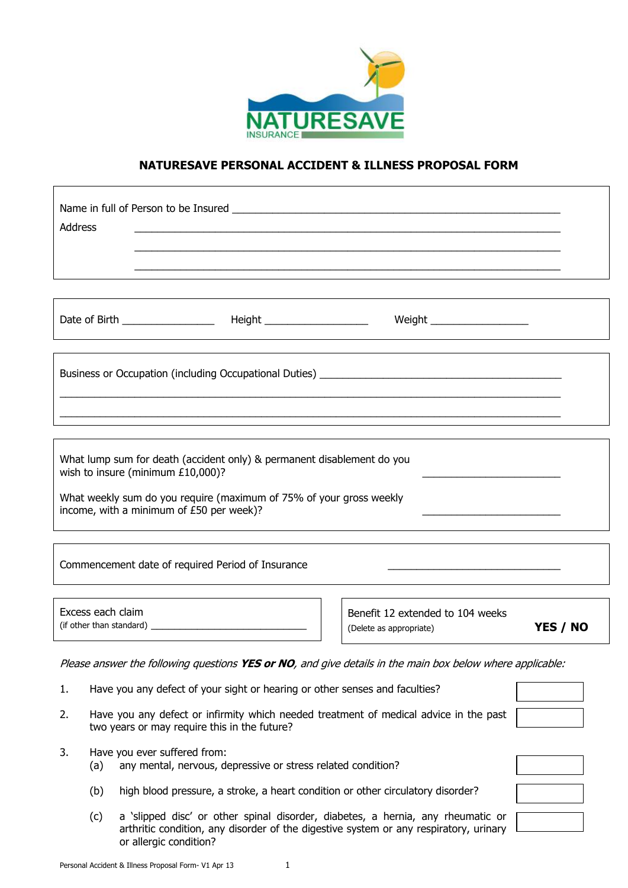NATURESAVE INSURANCE

# NATURESAVE PERSONAL ACCIDENT & ILLNESS PROPOSAL FORM

Name in full of Person to be Insured ______________________________________________

Address ______________________________________________

______________________________________________

______________________________________________

Date of Birth ________________ Height __________________ Weight _________________

Business or Occupation (including Occupational Duties) ______________________________________________

______________________________________________

______________________________________________

What lump sum for death (accident only) & permanent disablement do you wish to insure (minimum £10,000)? ________________________

What weekly sum do you require (maximum of 75% of your gross weekly income, with a minimum of £50 per week)? ________________________

Commencement date of required Period of Insurance ______________________________

Excess each claim
(if other than standard) ______________________________

Benefit 12 extended to 104 weeks
(Delete as appropriate) **YES / NO**

*Please answer the following questions **YES or NO**, and give details in the main box below where applicable:*

1. Have you any defect of your sight or hearing or other senses and faculties? [ ]
2. Have you any defect or infirmity which needed treatment of medical advice in the past two years or may require this in the future? [ ]
3. Have you ever suffered from:
   (a) any mental, nervous, depressive or stress related condition? [ ]
   (b) high blood pressure, a stroke, a heart condition or other circulatory disorder? [ ]
   (c) a 'slipped disc' or other spinal disorder, diabetes, a hernia, any rheumatic or arthritic condition, any disorder of the digestive system or any respiratory, urinary or allergic condition? [ ]

Personal Accident & Illness Proposal Form- V1 Apr 13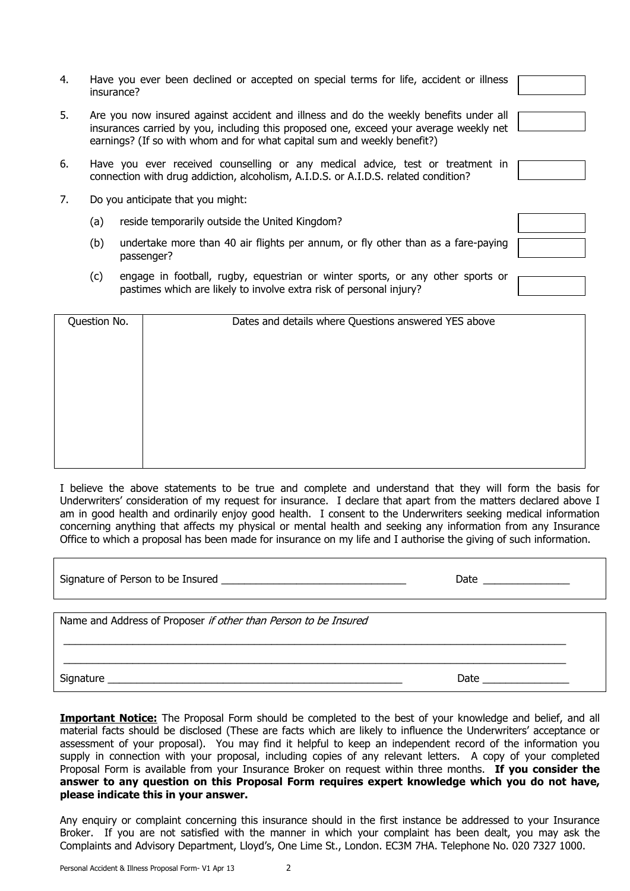4. Have you ever been declined or accepted on special terms for life, accident or illness insurance?

5. Are you now insured against accident and illness and do the weekly benefits under all insurances carried by you, including this proposed one, exceed your average weekly net earnings? (If so with whom and for what capital sum and weekly benefit?)

6. Have you ever received counselling or any medical advice, test or treatment in connection with drug addiction, alcoholism, A.I.D.S. or A.I.D.S. related condition?

7. Do you anticipate that you might:

   (a) reside temporarily outside the United Kingdom?

   (b) undertake more than 40 air flights per annum, or fly other than as a fare-paying passenger?

   (c) engage in football, rugby, equestrian or winter sports, or any other sports or pastimes which are likely to involve extra risk of personal injury?

| Question No. | Dates and details where Questions answered YES above |
|---|---|
| | |

I believe the above statements to be true and complete and understand that they will form the basis for Underwriters' consideration of my request for insurance. I declare that apart from the matters declared above I am in good health and ordinarily enjoy good health. I consent to the Underwriters seeking medical information concerning anything that affects my physical or mental health and seeking any information from any Insurance Office to which a proposal has been made for insurance on my life and I authorise the giving of such information.

Signature of Person to be Insured ________________________________ Date _______________

Name and Address of Proposer *if other than Person to be Insured*

_____________________________________________________________________________

_____________________________________________________________________________

Signature ___________________________________________________ Date _______________

**Important Notice:** The Proposal Form should be completed to the best of your knowledge and belief, and all material facts should be disclosed (These are facts which are likely to influence the Underwriters' acceptance or assessment of your proposal). You may find it helpful to keep an independent record of the information you supply in connection with your proposal, including copies of any relevant letters. A copy of your completed Proposal Form is available from your Insurance Broker on request within three months. **If you consider the answer to any question on this Proposal Form requires expert knowledge which you do not have, please indicate this in your answer.**

Any enquiry or complaint concerning this insurance should in the first instance be addressed to your Insurance Broker. If you are not satisfied with the manner in which your complaint has been dealt, you may ask the Complaints and Advisory Department, Lloyd's, One Lime St., London. EC3M 7HA. Telephone No. 020 7327 1000.